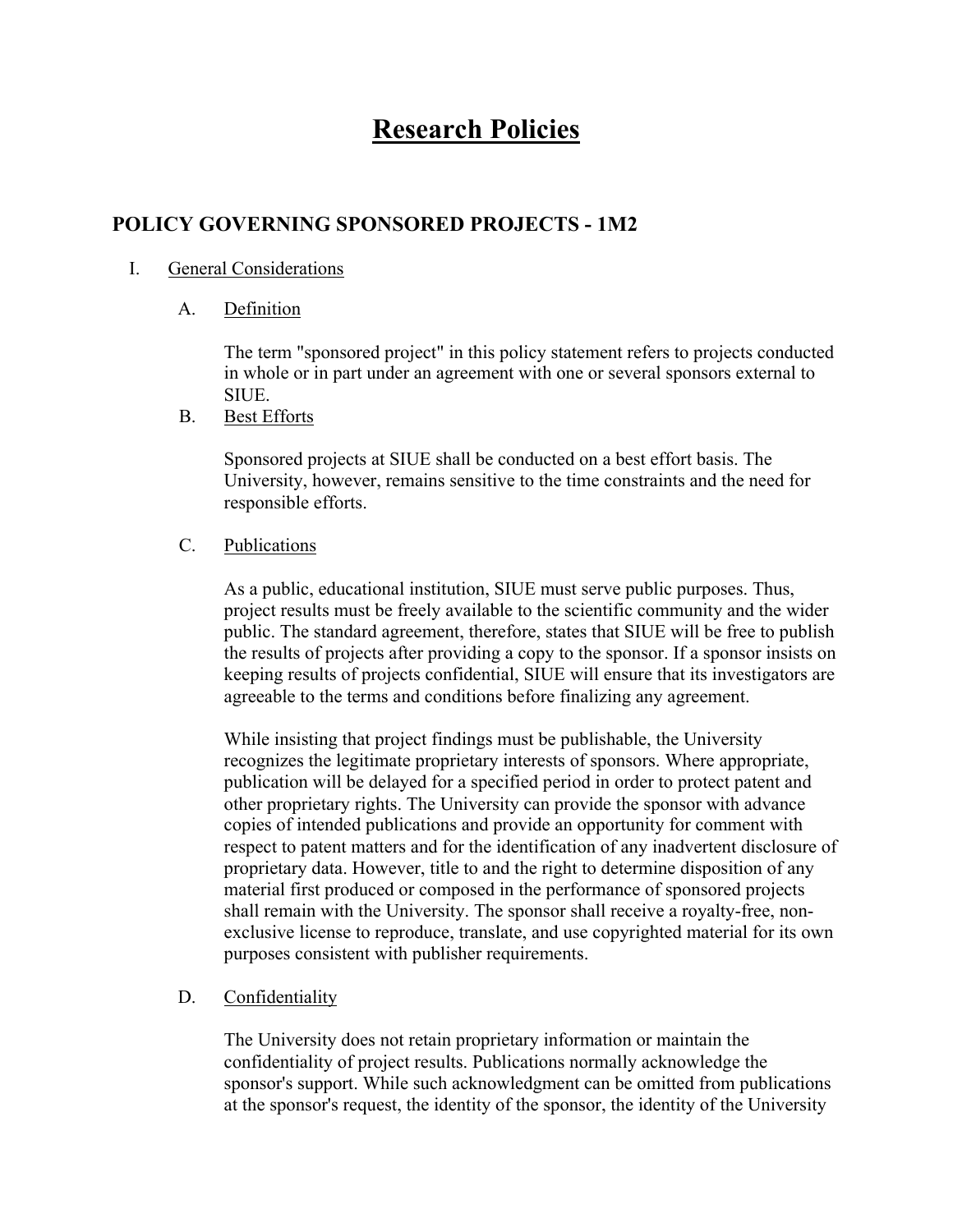# Research Policies

## POLICY GOVERNING SPONSORED PROJECTS - 1M2

I. General Considerations

A. Definition

The term "sponsored project" in this policy statement refers to projects conducted in whole or in part under an agreement with one or several sponsors external to SIUE.

B. Best Efforts

Sponsored projects at SIUE shall be conducted on a best effort basis. The University, however, remains sensitive to the time constraints and the need for responsible efforts.

C. Publications

As a public, educational institution, SIUE must serve public purposes. Thus, project results must be freely available to the scientific community and the wider public. The standard agreement, therefore, states that SIUE will be free to publish the results of projects after providing a copy to the sponsor. If a sponsor insists on keeping results of projects confidential, SIUE will ensure that its investigators are agreeable to the terms and conditions before finalizing any agreement.

While insisting that project findings must be publishable, the University recognizes the legitimate proprietary interests of sponsors. Where appropriate, publication will be delayed for a specified period in order to protect patent and other proprietary rights. The University can provide the sponsor with advance copies of intended publications and provide an opportunity for comment with respect to patent matters and for the identification of any inadvertent disclosure of proprietary data. However, title to and the right to determine disposition of any material first produced or composed in the performance of sponsored projects shall remain with the University. The sponsor shall receive a royalty-free, non-exclusive license to reproduce, translate, and use copyrighted material for its own purposes consistent with publisher requirements.

D. Confidentiality

The University does not retain proprietary information or maintain the confidentiality of project results. Publications normally acknowledge the sponsor's support. While such acknowledgment can be omitted from publications at the sponsor's request, the identity of the sponsor, the identity of the University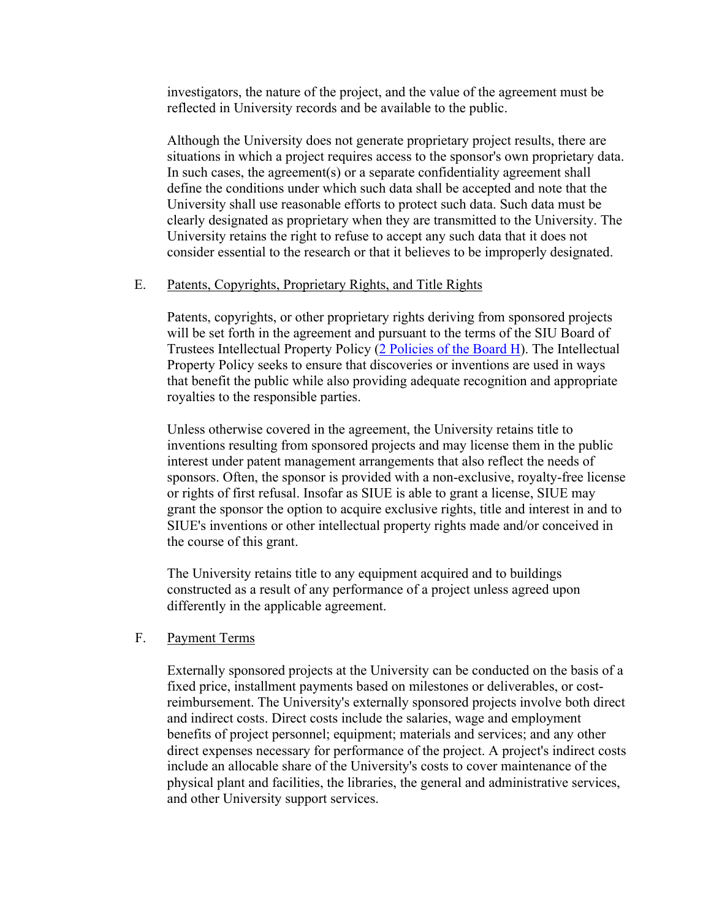investigators, the nature of the project, and the value of the agreement must be reflected in University records and be available to the public.

Although the University does not generate proprietary project results, there are situations in which a project requires access to the sponsor's own proprietary data. In such cases, the agreement(s) or a separate confidentiality agreement shall define the conditions under which such data shall be accepted and note that the University shall use reasonable efforts to protect such data. Such data must be clearly designated as proprietary when they are transmitted to the University. The University retains the right to refuse to accept any such data that it does not consider essential to the research or that it believes to be improperly designated.

E. Patents, Copyrights, Proprietary Rights, and Title Rights

Patents, copyrights, or other proprietary rights deriving from sponsored projects will be set forth in the agreement and pursuant to the terms of the SIU Board of Trustees Intellectual Property Policy (2 Policies of the Board H). The Intellectual Property Policy seeks to ensure that discoveries or inventions are used in ways that benefit the public while also providing adequate recognition and appropriate royalties to the responsible parties.

Unless otherwise covered in the agreement, the University retains title to inventions resulting from sponsored projects and may license them in the public interest under patent management arrangements that also reflect the needs of sponsors. Often, the sponsor is provided with a non-exclusive, royalty-free license or rights of first refusal. Insofar as SIUE is able to grant a license, SIUE may grant the sponsor the option to acquire exclusive rights, title and interest in and to SIUE's inventions or other intellectual property rights made and/or conceived in the course of this grant.

The University retains title to any equipment acquired and to buildings constructed as a result of any performance of a project unless agreed upon differently in the applicable agreement.

F. Payment Terms

Externally sponsored projects at the University can be conducted on the basis of a fixed price, installment payments based on milestones or deliverables, or cost-reimbursement. The University's externally sponsored projects involve both direct and indirect costs. Direct costs include the salaries, wage and employment benefits of project personnel; equipment; materials and services; and any other direct expenses necessary for performance of the project. A project's indirect costs include an allocable share of the University's costs to cover maintenance of the physical plant and facilities, the libraries, the general and administrative services, and other University support services.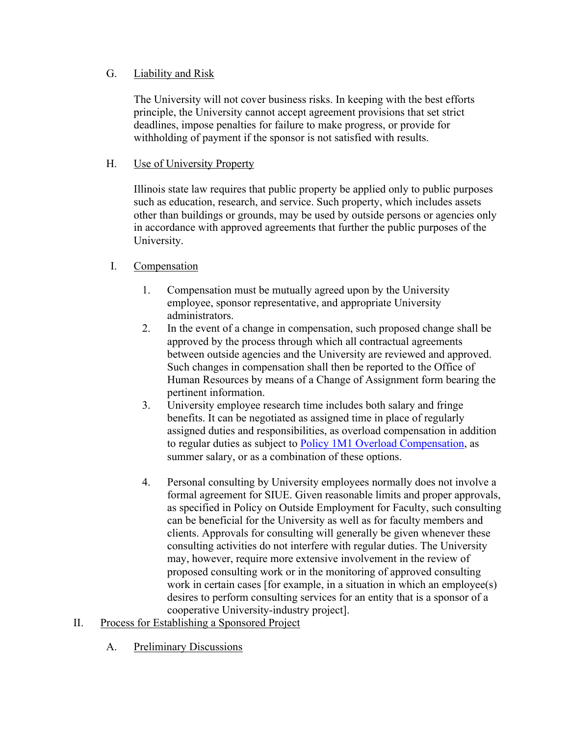G. <u>Liability and Risk</u>

The University will not cover business risks. In keeping with the best efforts principle, the University cannot accept agreement provisions that set strict deadlines, impose penalties for failure to make progress, or provide for withholding of payment if the sponsor is not satisfied with results.

H. <u>Use of University Property</u>

Illinois state law requires that public property be applied only to public purposes such as education, research, and service. Such property, which includes assets other than buildings or grounds, may be used by outside persons or agencies only in accordance with approved agreements that further the public purposes of the University.

I. <u>Compensation</u>

1. Compensation must be mutually agreed upon by the University employee, sponsor representative, and appropriate University administrators.
2. In the event of a change in compensation, such proposed change shall be approved by the process through which all contractual agreements between outside agencies and the University are reviewed and approved. Such changes in compensation shall then be reported to the Office of Human Resources by means of a Change of Assignment form bearing the pertinent information.
3. University employee research time includes both salary and fringe benefits. It can be negotiated as assigned time in place of regularly assigned duties and responsibilities, as overload compensation in addition to regular duties as subject to Policy 1M1 Overload Compensation, as summer salary, or as a combination of these options.
4. Personal consulting by University employees normally does not involve a formal agreement for SIUE. Given reasonable limits and proper approvals, as specified in Policy on Outside Employment for Faculty, such consulting can be beneficial for the University as well as for faculty members and clients. Approvals for consulting will generally be given whenever these consulting activities do not interfere with regular duties. The University may, however, require more extensive involvement in the review of proposed consulting work or in the monitoring of approved consulting work in certain cases [for example, in a situation in which an employee(s) desires to perform consulting services for an entity that is a sponsor of a cooperative University-industry project].

II. <u>Process for Establishing a Sponsored Project</u>

A. <u>Preliminary Discussions</u>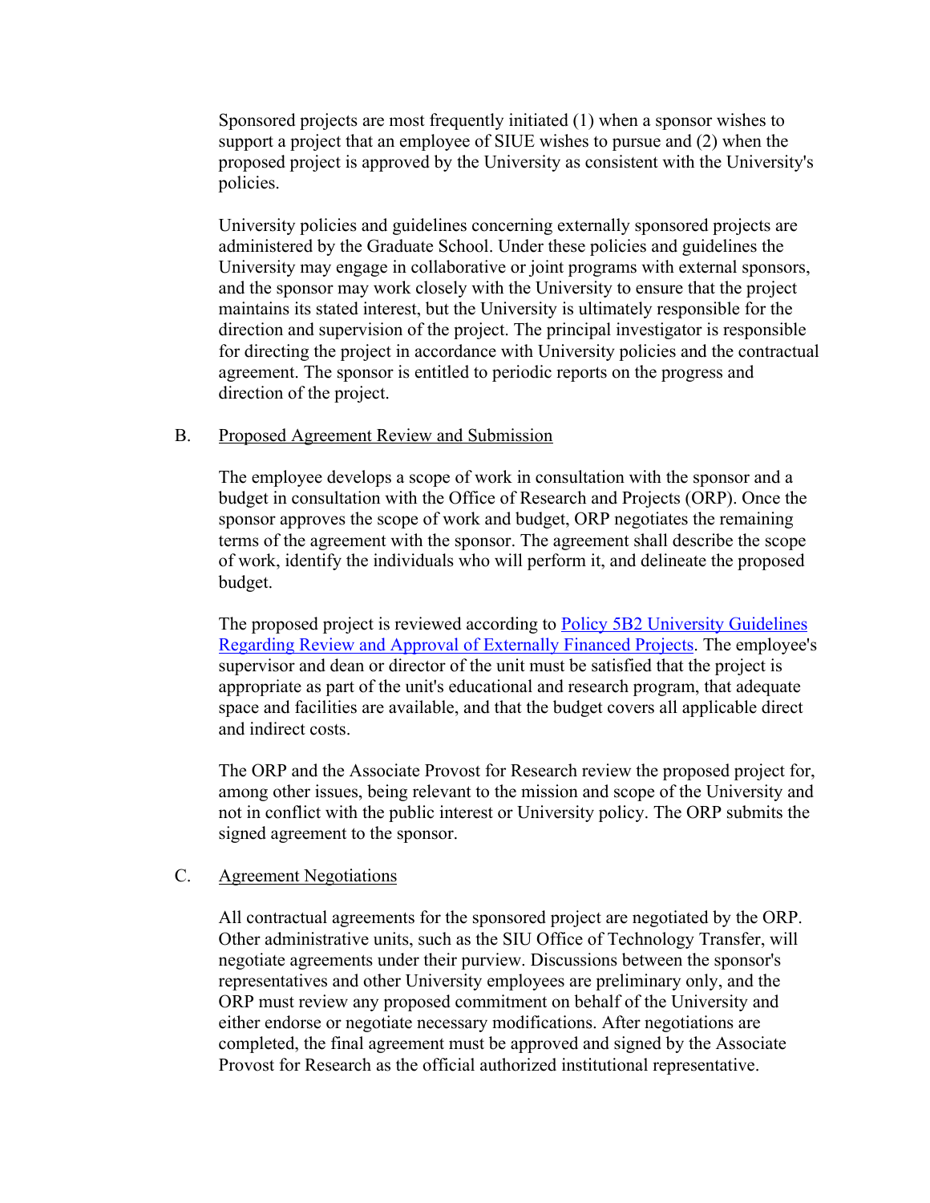Sponsored projects are most frequently initiated (1) when a sponsor wishes to support a project that an employee of SIUE wishes to pursue and (2) when the proposed project is approved by the University as consistent with the University's policies.

University policies and guidelines concerning externally sponsored projects are administered by the Graduate School. Under these policies and guidelines the University may engage in collaborative or joint programs with external sponsors, and the sponsor may work closely with the University to ensure that the project maintains its stated interest, but the University is ultimately responsible for the direction and supervision of the project. The principal investigator is responsible for directing the project in accordance with University policies and the contractual agreement. The sponsor is entitled to periodic reports on the progress and direction of the project.

B. Proposed Agreement Review and Submission

The employee develops a scope of work in consultation with the sponsor and a budget in consultation with the Office of Research and Projects (ORP). Once the sponsor approves the scope of work and budget, ORP negotiates the remaining terms of the agreement with the sponsor. The agreement shall describe the scope of work, identify the individuals who will perform it, and delineate the proposed budget.

The proposed project is reviewed according to Policy 5B2 University Guidelines Regarding Review and Approval of Externally Financed Projects. The employee's supervisor and dean or director of the unit must be satisfied that the project is appropriate as part of the unit's educational and research program, that adequate space and facilities are available, and that the budget covers all applicable direct and indirect costs.

The ORP and the Associate Provost for Research review the proposed project for, among other issues, being relevant to the mission and scope of the University and not in conflict with the public interest or University policy. The ORP submits the signed agreement to the sponsor.

C. Agreement Negotiations

All contractual agreements for the sponsored project are negotiated by the ORP. Other administrative units, such as the SIU Office of Technology Transfer, will negotiate agreements under their purview. Discussions between the sponsor's representatives and other University employees are preliminary only, and the ORP must review any proposed commitment on behalf of the University and either endorse or negotiate necessary modifications. After negotiations are completed, the final agreement must be approved and signed by the Associate Provost for Research as the official authorized institutional representative.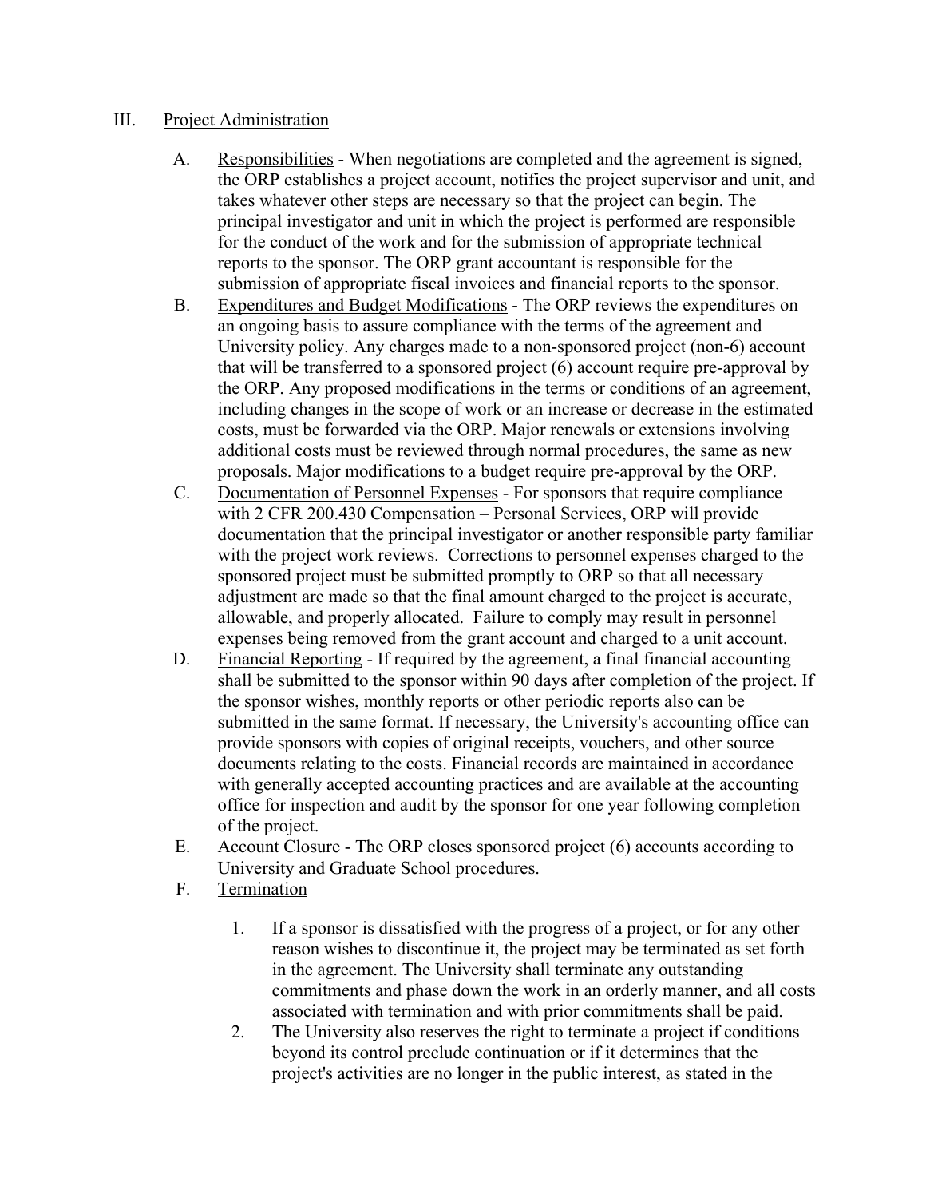III. <u>Project Administration</u>

A. <u>Responsibilities</u> - When negotiations are completed and the agreement is signed, the ORP establishes a project account, notifies the project supervisor and unit, and takes whatever other steps are necessary so that the project can begin. The principal investigator and unit in which the project is performed are responsible for the conduct of the work and for the submission of appropriate technical reports to the sponsor. The ORP grant accountant is responsible for the submission of appropriate fiscal invoices and financial reports to the sponsor.

B. <u>Expenditures and Budget Modifications</u> - The ORP reviews the expenditures on an ongoing basis to assure compliance with the terms of the agreement and University policy. Any charges made to a non-sponsored project (non-6) account that will be transferred to a sponsored project (6) account require pre-approval by the ORP. Any proposed modifications in the terms or conditions of an agreement, including changes in the scope of work or an increase or decrease in the estimated costs, must be forwarded via the ORP. Major renewals or extensions involving additional costs must be reviewed through normal procedures, the same as new proposals. Major modifications to a budget require pre-approval by the ORP.

C. <u>Documentation of Personnel Expenses</u> - For sponsors that require compliance with 2 CFR 200.430 Compensation – Personal Services, ORP will provide documentation that the principal investigator or another responsible party familiar with the project work reviews. Corrections to personnel expenses charged to the sponsored project must be submitted promptly to ORP so that all necessary adjustment are made so that the final amount charged to the project is accurate, allowable, and properly allocated. Failure to comply may result in personnel expenses being removed from the grant account and charged to a unit account.

D. <u>Financial Reporting</u> - If required by the agreement, a final financial accounting shall be submitted to the sponsor within 90 days after completion of the project. If the sponsor wishes, monthly reports or other periodic reports also can be submitted in the same format. If necessary, the University's accounting office can provide sponsors with copies of original receipts, vouchers, and other source documents relating to the costs. Financial records are maintained in accordance with generally accepted accounting practices and are available at the accounting office for inspection and audit by the sponsor for one year following completion of the project.

E. <u>Account Closure</u> - The ORP closes sponsored project (6) accounts according to University and Graduate School procedures.

F. <u>Termination</u>

1. If a sponsor is dissatisfied with the progress of a project, or for any other reason wishes to discontinue it, the project may be terminated as set forth in the agreement. The University shall terminate any outstanding commitments and phase down the work in an orderly manner, and all costs associated with termination and with prior commitments shall be paid.
2. The University also reserves the right to terminate a project if conditions beyond its control preclude continuation or if it determines that the project's activities are no longer in the public interest, as stated in the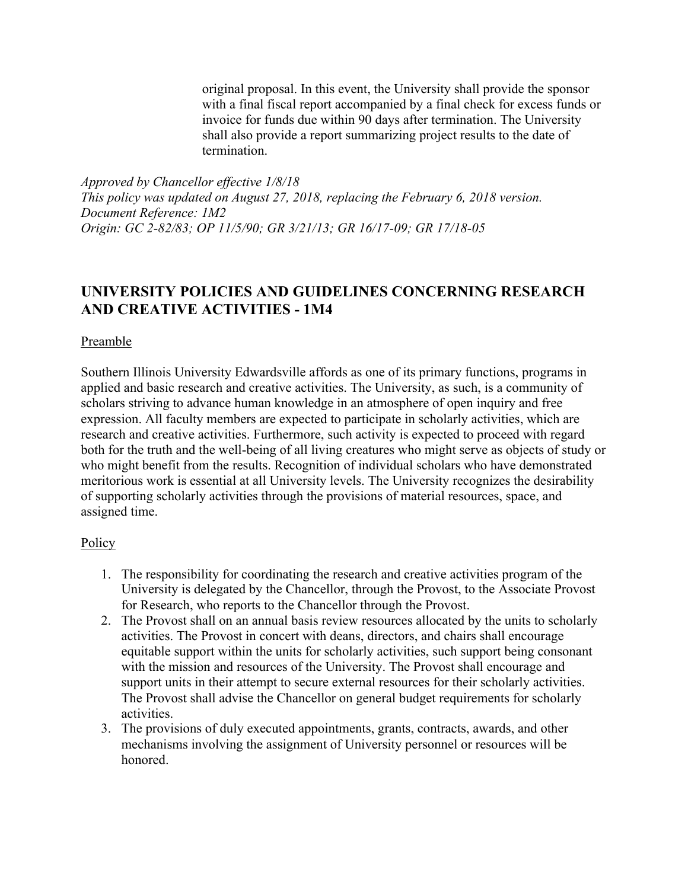original proposal. In this event, the University shall provide the sponsor with a final fiscal report accompanied by a final check for excess funds or invoice for funds due within 90 days after termination. The University shall also provide a report summarizing project results to the date of termination.

*Approved by Chancellor effective 1/8/18*
*This policy was updated on August 27, 2018, replacing the February 6, 2018 version.*
*Document Reference: 1M2*
*Origin: GC 2-82/83; OP 11/5/90; GR 3/21/13; GR 16/17-09; GR 17/18-05*

## UNIVERSITY POLICIES AND GUIDELINES CONCERNING RESEARCH AND CREATIVE ACTIVITIES - 1M4

Preamble

Southern Illinois University Edwardsville affords as one of its primary functions, programs in applied and basic research and creative activities. The University, as such, is a community of scholars striving to advance human knowledge in an atmosphere of open inquiry and free expression. All faculty members are expected to participate in scholarly activities, which are research and creative activities. Furthermore, such activity is expected to proceed with regard both for the truth and the well-being of all living creatures who might serve as objects of study or who might benefit from the results. Recognition of individual scholars who have demonstrated meritorious work is essential at all University levels. The University recognizes the desirability of supporting scholarly activities through the provisions of material resources, space, and assigned time.

Policy

1. The responsibility for coordinating the research and creative activities program of the University is delegated by the Chancellor, through the Provost, to the Associate Provost for Research, who reports to the Chancellor through the Provost.
2. The Provost shall on an annual basis review resources allocated by the units to scholarly activities. The Provost in concert with deans, directors, and chairs shall encourage equitable support within the units for scholarly activities, such support being consonant with the mission and resources of the University. The Provost shall encourage and support units in their attempt to secure external resources for their scholarly activities. The Provost shall advise the Chancellor on general budget requirements for scholarly activities.
3. The provisions of duly executed appointments, grants, contracts, awards, and other mechanisms involving the assignment of University personnel or resources will be honored.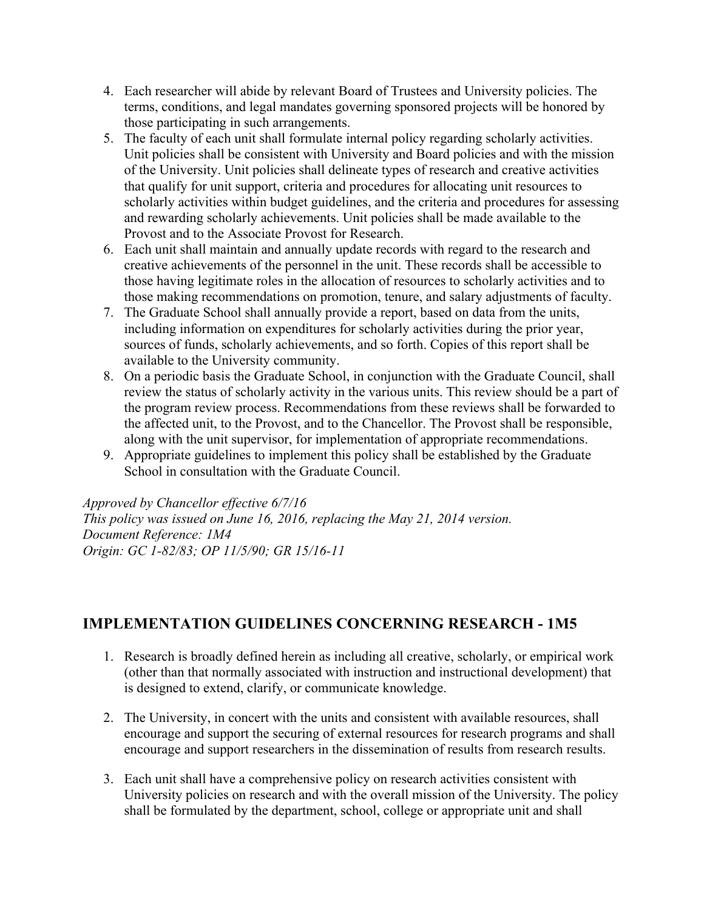4. Each researcher will abide by relevant Board of Trustees and University policies. The terms, conditions, and legal mandates governing sponsored projects will be honored by those participating in such arrangements.
5. The faculty of each unit shall formulate internal policy regarding scholarly activities. Unit policies shall be consistent with University and Board policies and with the mission of the University. Unit policies shall delineate types of research and creative activities that qualify for unit support, criteria and procedures for allocating unit resources to scholarly activities within budget guidelines, and the criteria and procedures for assessing and rewarding scholarly achievements. Unit policies shall be made available to the Provost and to the Associate Provost for Research.
6. Each unit shall maintain and annually update records with regard to the research and creative achievements of the personnel in the unit. These records shall be accessible to those having legitimate roles in the allocation of resources to scholarly activities and to those making recommendations on promotion, tenure, and salary adjustments of faculty.
7. The Graduate School shall annually provide a report, based on data from the units, including information on expenditures for scholarly activities during the prior year, sources of funds, scholarly achievements, and so forth. Copies of this report shall be available to the University community.
8. On a periodic basis the Graduate School, in conjunction with the Graduate Council, shall review the status of scholarly activity in the various units. This review should be a part of the program review process. Recommendations from these reviews shall be forwarded to the affected unit, to the Provost, and to the Chancellor. The Provost shall be responsible, along with the unit supervisor, for implementation of appropriate recommendations.
9. Appropriate guidelines to implement this policy shall be established by the Graduate School in consultation with the Graduate Council.

*Approved by Chancellor effective 6/7/16*
*This policy was issued on June 16, 2016, replacing the May 21, 2014 version.*
*Document Reference: 1M4*
*Origin: GC 1-82/83; OP 11/5/90; GR 15/16-11*

## IMPLEMENTATION GUIDELINES CONCERNING RESEARCH - 1M5

1. Research is broadly defined herein as including all creative, scholarly, or empirical work (other than that normally associated with instruction and instructional development) that is designed to extend, clarify, or communicate knowledge.

2. The University, in concert with the units and consistent with available resources, shall encourage and support the securing of external resources for research programs and shall encourage and support researchers in the dissemination of results from research results.

3. Each unit shall have a comprehensive policy on research activities consistent with University policies on research and with the overall mission of the University. The policy shall be formulated by the department, school, college or appropriate unit and shall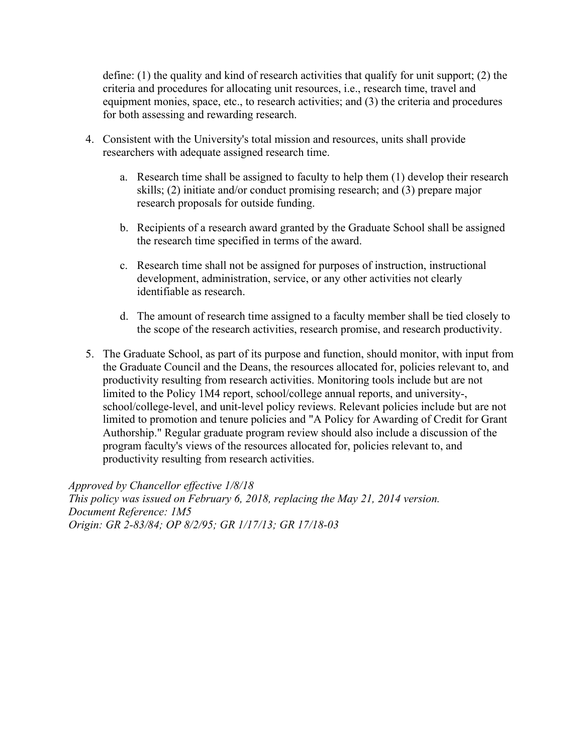define: (1) the quality and kind of research activities that qualify for unit support; (2) the criteria and procedures for allocating unit resources, i.e., research time, travel and equipment monies, space, etc., to research activities; and (3) the criteria and procedures for both assessing and rewarding research.

4. Consistent with the University's total mission and resources, units shall provide researchers with adequate assigned research time.

    a. Research time shall be assigned to faculty to help them (1) develop their research skills; (2) initiate and/or conduct promising research; and (3) prepare major research proposals for outside funding.

    b. Recipients of a research award granted by the Graduate School shall be assigned the research time specified in terms of the award.

    c. Research time shall not be assigned for purposes of instruction, instructional development, administration, service, or any other activities not clearly identifiable as research.

    d. The amount of research time assigned to a faculty member shall be tied closely to the scope of the research activities, research promise, and research productivity.

5. The Graduate School, as part of its purpose and function, should monitor, with input from the Graduate Council and the Deans, the resources allocated for, policies relevant to, and productivity resulting from research activities. Monitoring tools include but are not limited to the Policy 1M4 report, school/college annual reports, and university-, school/college-level, and unit-level policy reviews. Relevant policies include but are not limited to promotion and tenure policies and "A Policy for Awarding of Credit for Grant Authorship." Regular graduate program review should also include a discussion of the program faculty's views of the resources allocated for, policies relevant to, and productivity resulting from research activities.

*Approved by Chancellor effective 1/8/18*
*This policy was issued on February 6, 2018, replacing the May 21, 2014 version.*
*Document Reference: 1M5*
*Origin: GR 2-83/84; OP 8/2/95; GR 1/17/13; GR 17/18-03*